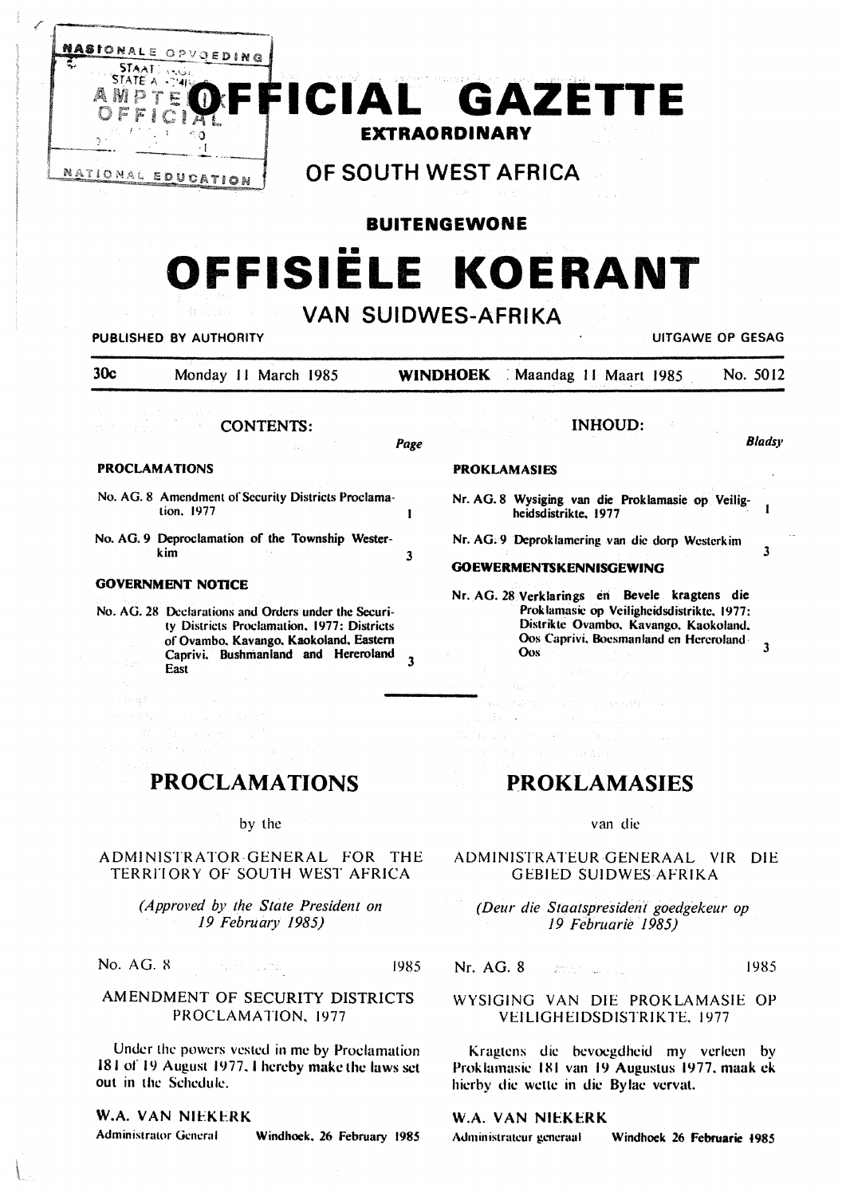# OFFICIAL GAZETTE EXTRAORDINARY

## OF SOUTH WEST AFRICA

**BUITENGEWONE**

# OFFISIËLE KOERANT

## VAN SUIDWES-AFRIKA

PUBLISHED BY AUTHORITY — UITGAWE OP GESAG

30c — Monday 11 March 1985 — **WINDHOEK** — Maandag 11 Maart 1985 — No. 5012

### CONTENTS:

| | Page |
|---|---|
| **PROCLAMATIONS** | |
| No. AG. 8 Amendment of Security Districts Proclamation, 1977 | 1 |
| No. AG. 9 Deproclamation of the Township Westerkim | 3 |
| **GOVERNMENT NOTICE** | |
| No. AG. 28 Declarations and Orders under the Security Districts Proclamation, 1977: Districts of Ovambo, Kavango, Kaokoland, Eastern Caprivi, Bushmanland and Hereroland East | 3 |

### INHOUD:

| | Bladsy |
|---|---|
| **PROKLAMASIES** | |
| Nr. AG. 8 Wysiging van die Proklamasie op Veiligheidsdistrikte, 1977 | 1 |
| Nr. AG. 9 Deproklamering van die dorp Westerkim | 3 |
| **GOEWERMENTSKENNISGEWING** | |
| Nr. AG. 28 Verklarings en Bevele kragtens die Proklamasie op Veiligheidsdistrikte, 1977: Distrikte Ovambo, Kavango, Kaokoland, Oos Caprivi, Boesmanland en Hereroland Oos | 3 |

# PROCLAMATIONS

by the

ADMINISTRATOR-GENERAL FOR THE TERRITORY OF SOUTH WEST AFRICA

*(Approved by the State President on 19 February 1985)*

No. AG. 8 — 1985

## AMENDMENT OF SECURITY DISTRICTS PROCLAMATION, 1977

Under the powers vested in me by Proclamation 181 of 19 August 1977, I hereby make the laws set out in the Schedule.

**W.A. VAN NIEKERK**
Administrator General — Windhoek, 26 February 1985

# PROKLAMASIES

van die

ADMINISTRATEUR-GENERAAL VIR DIE GEBIED SUIDWES-AFRIKA

*(Deur die Staatspresident goedgekeur op 19 Februarie 1985)*

Nr. AG. 8 — 1985

## WYSIGING VAN DIE PROKLAMASIE OP VEILIGHEIDSDISTRIKTE, 1977

Kragtens die bevoegdheid my verleen by Proklamasie 181 van 19 Augustus 1977, maak ek hierby die wette in die Bylae vervat.

**W.A. VAN NIEKERK**
Administrateur-generaal — Windhoek 26 Februarie 1985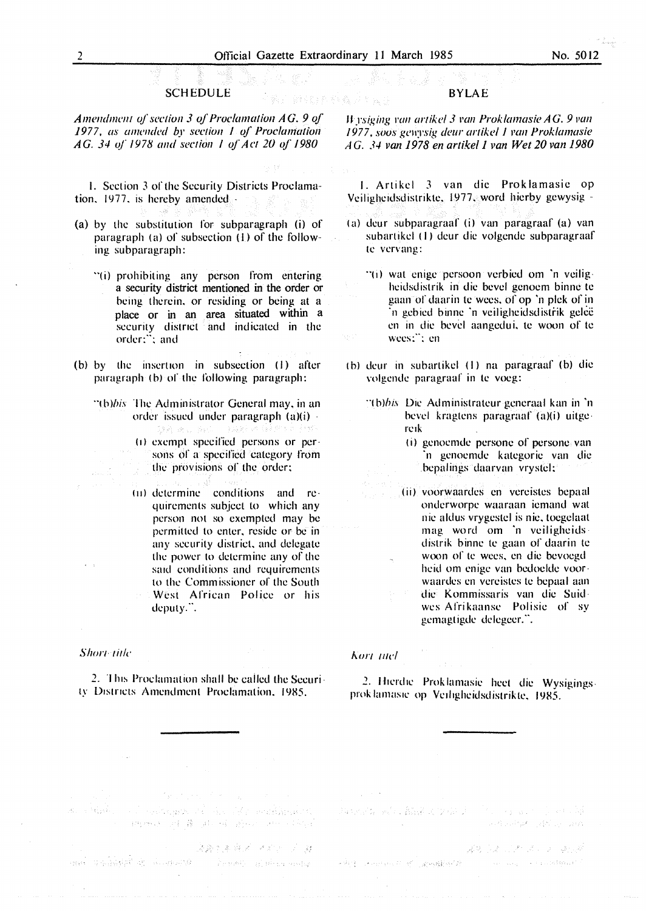## SCHEDULE

*Amendment of section 3 of Proclamation AG. 9 of 1977, as amended by section 1 of Proclamation AG. 34 of 1978 and section 1 of Act 20 of 1980*

1. Section 3 of the Security Districts Proclamation, 1977, is hereby amended -

(a) by the substitution for subparagraph (i) of paragraph (a) of subsection (1) of the following subparagraph:

"(i) prohibiting any person from entering a security district mentioned in the order or being therein, or residing or being at a place or in an area situated within a security district and indicated in the order;"; and

(b) by the insertion in subsection (1) after paragraph (b) of the following paragraph:

"(b)*bis* The Administrator General may, in an order issued under paragraph (a)(i) -

(i) exempt specified persons or persons of a specified category from the provisions of the order;

(ii) determine conditions and requirements subject to which any person not so exempted may be permitted to enter, reside or be in any security district, and delegate the power to determine any of the said conditions and requirements to the Commissioner of the South West African Police or his deputy.".

*Short title*

2. This Proclamation shall be called the Security Districts Amendment Proclamation, 1985.

## BYLAE

*Wysiging van artikel 3 van Proklamasie AG. 9 van 1977, soos gewysig deur artikel 1 van Proklamasie AG. 34 van 1978 en artikel 1 van Wet 20 van 1980*

1. Artikel 3 van die Proklamasie op Veiligheidsdistrikte, 1977, word hierby gewysig -

(a) deur subparagraaf (i) van paragraaf (a) van subartikel (1) deur die volgende subparagraaf te vervang:

"(i) wat enige persoon verbied om 'n veiligheidsdistrik in die bevel genoem binne te gaan of daarin te wees, of op 'n plek of in 'n gebied binne 'n veiligheidsdistrik geleë en in die bevel aangedui, te woon of te wees;"; en

(b) deur in subartikel (1) na paragraaf (b) die volgende paragraaf in te voeg:

"(b)*bis* Die Administrateur-generaal kan in 'n bevel kragtens paragraaf (a)(i) uitgereik

(i) genoemde persone of persone van 'n genoemde kategorie van die bepalings daarvan vrystel;

(ii) voorwaardes en vereistes bepaal onderworpe waaraan iemand wat nie aldus vrygestel is nie, toegelaat mag word om 'n veiligheidsdistrik binne te gaan of daarin te woon of te wees, en die bevoegdheid om enige van bedoelde voorwaardes en vereistes te bepaal aan die Kommissaris van die Suidwes Afrikaanse Polisie of sy gemagtigde delegeer.".

*Kort titel*

2. Hierdie Proklamasie heet die Wysigingsproklamasie op Veiligheidsdistrikte, 1985.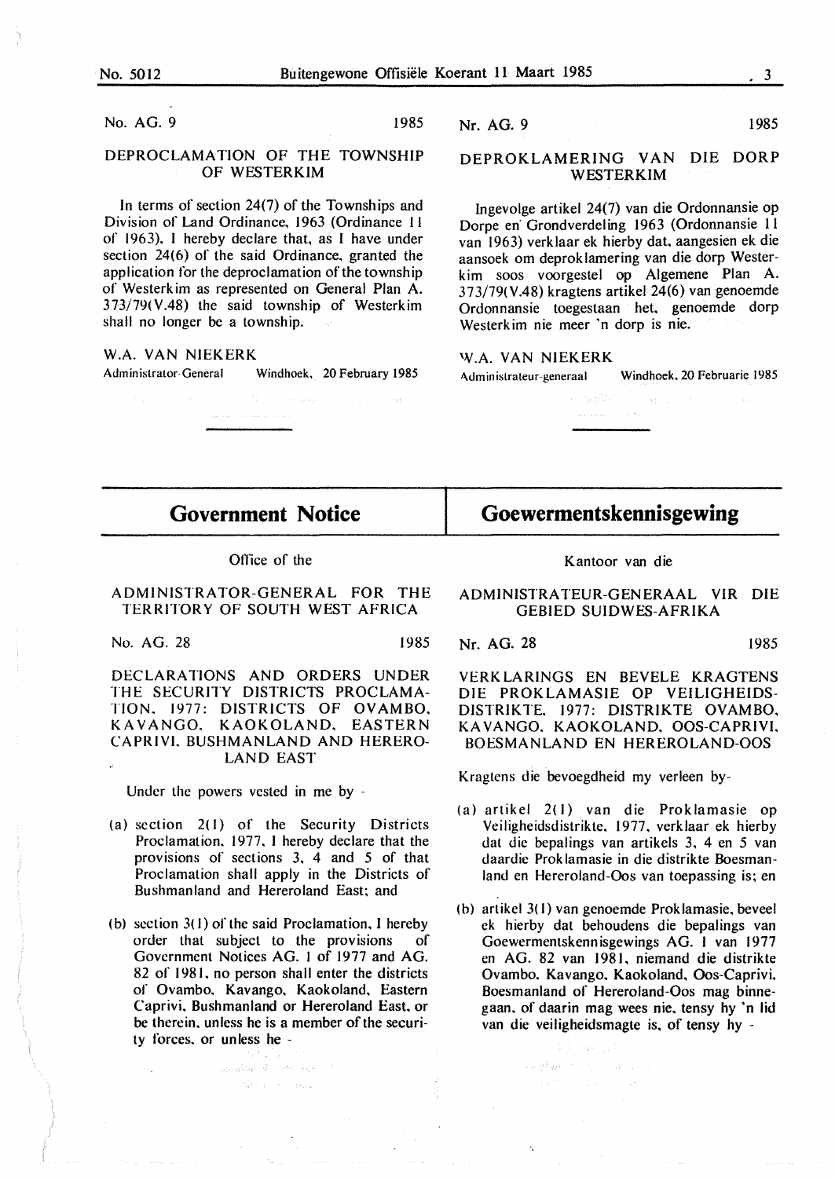No. AG. 9 1985

## DEPROCLAMATION OF THE TOWNSHIP OF WESTERKIM

In terms of section 24(7) of the Townships and Division of Land Ordinance, 1963 (Ordinance 11 of 1963), I hereby declare that, as I have under section 24(6) of the said Ordinance, granted the application for the deproclamation of the township of Westerkim as represented on General Plan A. 373/79(V.48) the said township of Westerkim shall no longer be a township.

W.A. VAN NIEKERK
Administrator-General Windhoek, 20 February 1985

Nr. AG. 9 1985

## DEPROKLAMERING VAN DIE DORP WESTERKIM

Ingevolge artikel 24(7) van die Ordonnansie op Dorpe en Grondverdeling 1963 (Ordonnansie 11 van 1963) verklaar ek hierby dat, aangesien ek die aansoek om deproklamering van die dorp Westerkim soos voorgestel op Algemene Plan A. 373/79(V.48) kragtens artikel 24(6) van genoemde Ordonnansie toegestaan het, genoemde dorp Westerkim nie meer 'n dorp is nie.

W.A. VAN NIEKERK
Administrateur-generaal Windhoek, 20 Februarie 1985

# Government Notice

Office of the

## ADMINISTRATOR-GENERAL FOR THE TERRITORY OF SOUTH WEST AFRICA

No. AG. 28 1985

## DECLARATIONS AND ORDERS UNDER THE SECURITY DISTRICTS PROCLAMATION, 1977: DISTRICTS OF OVAMBO, KAVANGO, KAOKOLAND, EASTERN CAPRIVI, BUSHMANLAND AND HEREROLAND EAST

Under the powers vested in me by -

(a) section 2(1) of the Security Districts Proclamation, 1977, I hereby declare that the provisions of sections 3, 4 and 5 of that Proclamation shall apply in the Districts of Bushmanland and Hereroland East; and

(b) section 3(1) of the said Proclamation, I hereby order that subject to the provisions of Government Notices AG. 1 of 1977 and AG. 82 of 1981, no person shall enter the districts of Ovambo, Kavango, Kaokoland, Eastern Caprivi, Bushmanland or Hereroland East, or be therein, unless he is a member of the security forces, or unless he -

# Goewermentskennisgewing

Kantoor van die

## ADMINISTRATEUR-GENERAAL VIR DIE GEBIED SUIDWES-AFRIKA

Nr. AG. 28 1985

## VERKLARINGS EN BEVELE KRAGTENS DIE PROKLAMASIE OP VEILIGHEIDSDISTRIKTE, 1977: DISTRIKTE OVAMBO, KAVANGO, KAOKOLAND, OOS-CAPRIVI, BOESMANLAND EN HEREROLAND-OOS

Kragtens die bevoegdheid my verleen by-

(a) artikel 2(1) van die Proklamasie op Veiligheidsdistrikte, 1977, verklaar ek hierby dat die bepalings van artikels 3, 4 en 5 van daardie Proklamasie in die distrikte Boesmanland en Hereroland-Oos van toepassing is; en

(b) artikel 3(1) van genoemde Proklamasie, beveel ek hierby dat behoudens die bepalings van Goewermentskennisgewings AG. 1 van 1977 en AG. 82 van 1981, niemand die distrikte Ovambo, Kavango, Kaokoland, Oos-Caprivi, Boesmanland of Hereroland-Oos mag binnegaan, of daarin mag wees nie, tensy hy 'n lid van die veiligheidsmagte is, of tensy hy -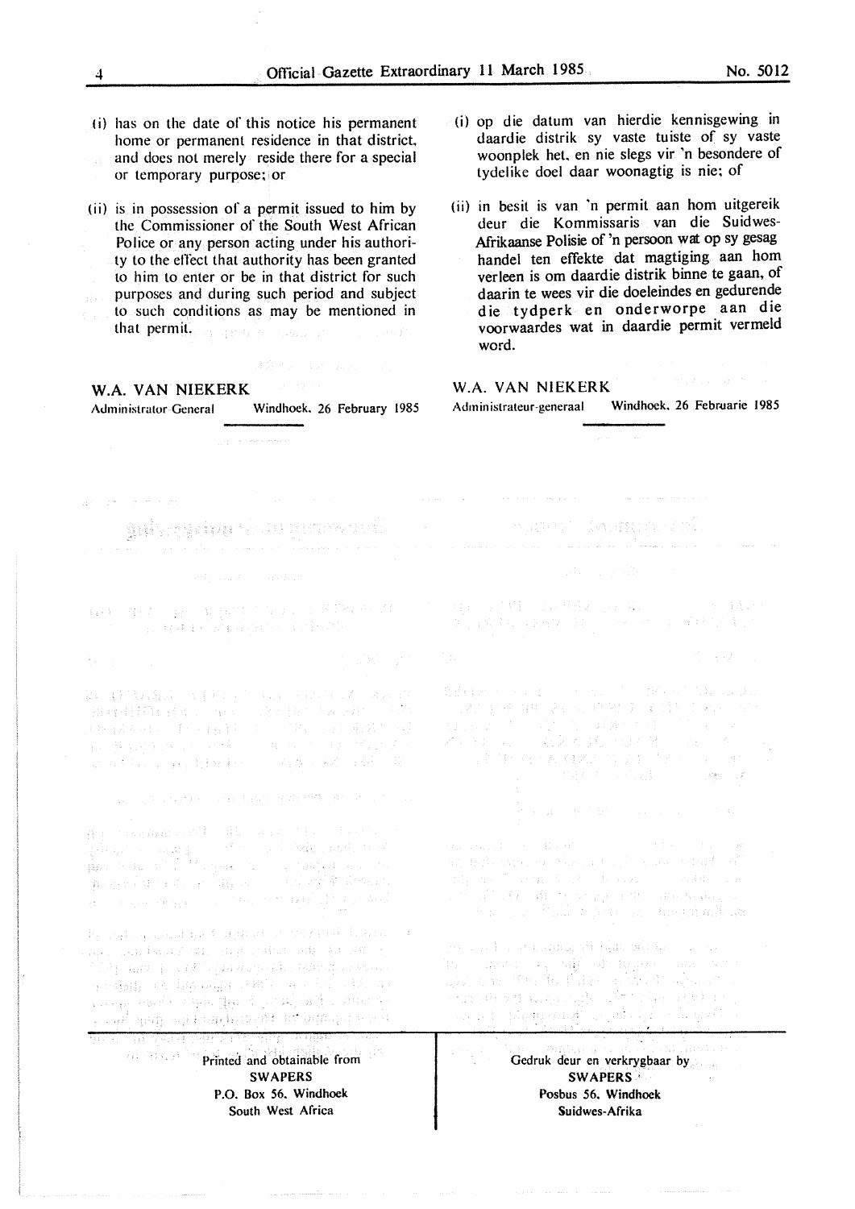(i) has on the date of this notice his permanent home or permanent residence in that district, and does not merely reside there for a special or temporary purpose; or

(ii) is in possession of a permit issued to him by the Commissioner of the South West African Police or any person acting under his authority to the effect that authority has been granted to him to enter or be in that district for such purposes and during such period and subject to such conditions as may be mentioned in that permit.

**W.A. VAN NIEKERK**
Administrator General Windhoek, 26 February 1985

(i) op die datum van hierdie kennisgewing in daardie distrik sy vaste tuiste of sy vaste woonplek het, en nie slegs vir 'n besondere of tydelike doel daar woonagtig is nie; of

(ii) in besit is van 'n permit aan hom uitgereik deur die Kommissaris van die Suidwes-Afrikaanse Polisie of 'n persoon wat op sy gesag handel ten effekte dat magtiging aan hom verleen is om daardie distrik binne te gaan, of daarin te wees vir die doeleindes en gedurende die tydperk en onderworpe aan die voorwaardes wat in daardie permit vermeld word.

**W.A. VAN NIEKERK**
Administrateur-generaal Windhoek, 26 Februarie 1985

Printed and obtainable from
**SWAPERS**
**P.O. Box 56, Windhoek**
**South West Africa**

Gedruk deur en verkrygbaar by
**SWAPERS**
**Posbus 56, Windhoek**
**Suidwes-Afrika**